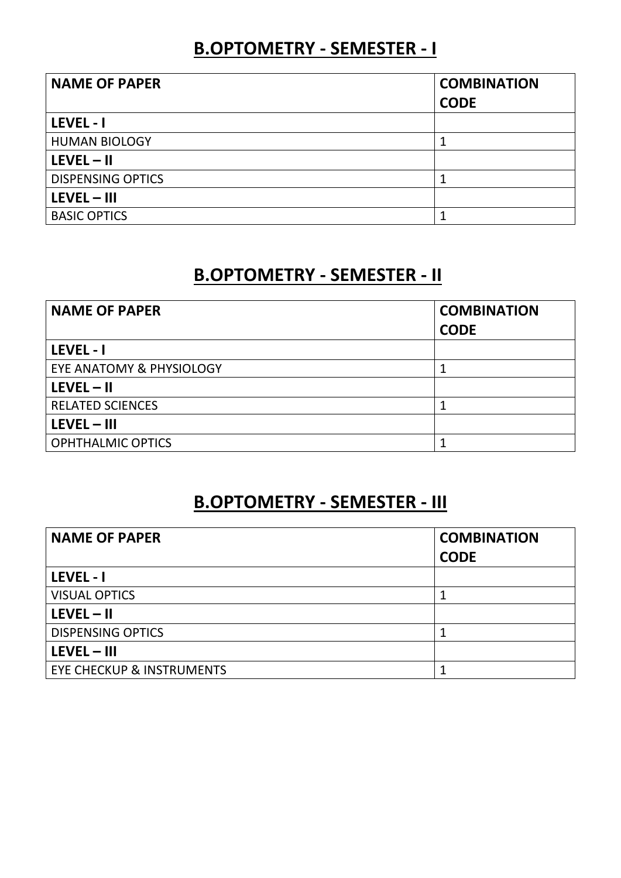## B.OPTOMETRY - SEMESTER - I

| NAME OF PAPER | COMBINATION CODE |
|---|---|
| **LEVEL - I** | |
| HUMAN BIOLOGY | 1 |
| **LEVEL – II** | |
| DISPENSING OPTICS | 1 |
| **LEVEL – III** | |
| BASIC OPTICS | 1 |

## B.OPTOMETRY - SEMESTER - II

| NAME OF PAPER | COMBINATION CODE |
|---|---|
| **LEVEL - I** | |
| EYE ANATOMY & PHYSIOLOGY | 1 |
| **LEVEL – II** | |
| RELATED SCIENCES | 1 |
| **LEVEL – III** | |
| OPHTHALMIC OPTICS | 1 |

## B.OPTOMETRY - SEMESTER - III

| NAME OF PAPER | COMBINATION CODE |
|---|---|
| **LEVEL - I** | |
| VISUAL OPTICS | 1 |
| **LEVEL – II** | |
| DISPENSING OPTICS | 1 |
| **LEVEL – III** | |
| EYE CHECKUP & INSTRUMENTS | 1 |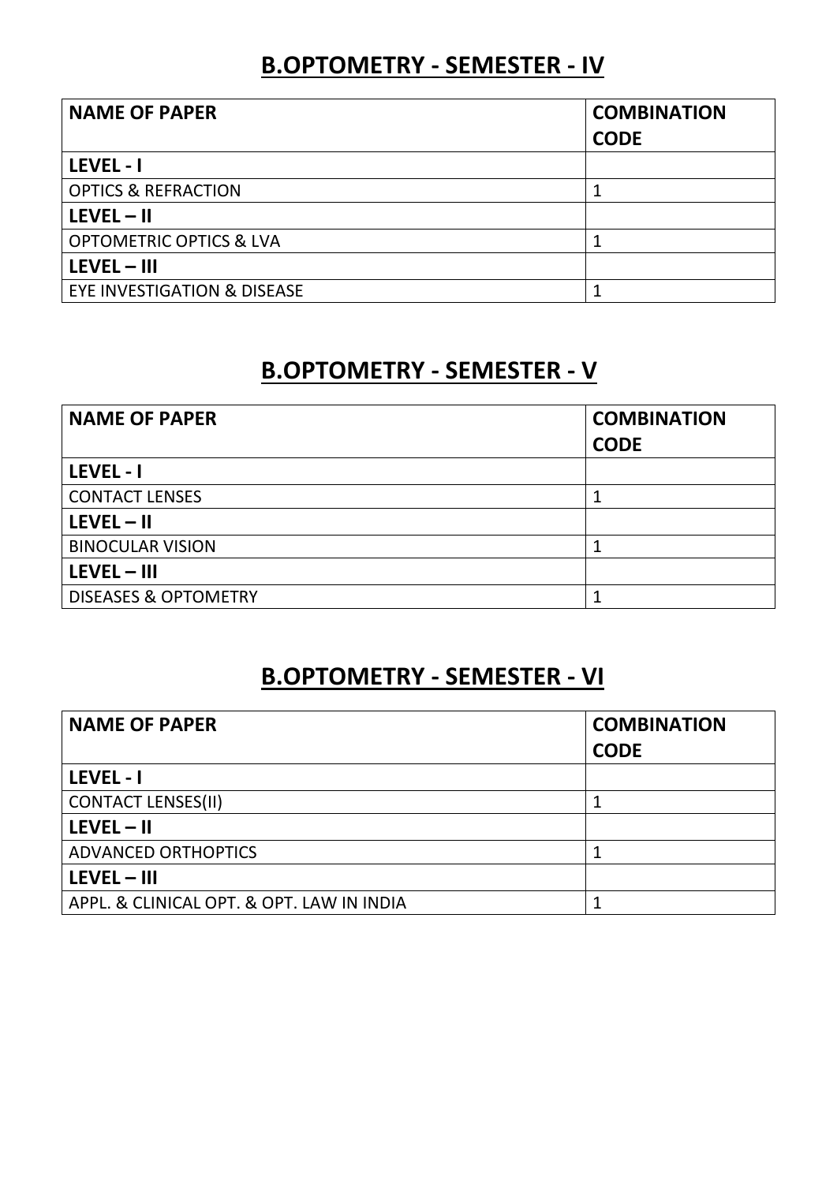## B.OPTOMETRY - SEMESTER - IV

| NAME OF PAPER | COMBINATION CODE |
|---|---|
| **LEVEL - I** | |
| OPTICS & REFRACTION | 1 |
| **LEVEL – II** | |
| OPTOMETRIC OPTICS & LVA | 1 |
| **LEVEL – III** | |
| EYE INVESTIGATION & DISEASE | 1 |

## B.OPTOMETRY - SEMESTER - V

| NAME OF PAPER | COMBINATION CODE |
|---|---|
| **LEVEL - I** | |
| CONTACT LENSES | 1 |
| **LEVEL – II** | |
| BINOCULAR VISION | 1 |
| **LEVEL – III** | |
| DISEASES & OPTOMETRY | 1 |

## B.OPTOMETRY - SEMESTER - VI

| NAME OF PAPER | COMBINATION CODE |
|---|---|
| **LEVEL - I** | |
| CONTACT LENSES(II) | 1 |
| **LEVEL – II** | |
| ADVANCED ORTHOPTICS | 1 |
| **LEVEL – III** | |
| APPL. & CLINICAL OPT. & OPT. LAW IN INDIA | 1 |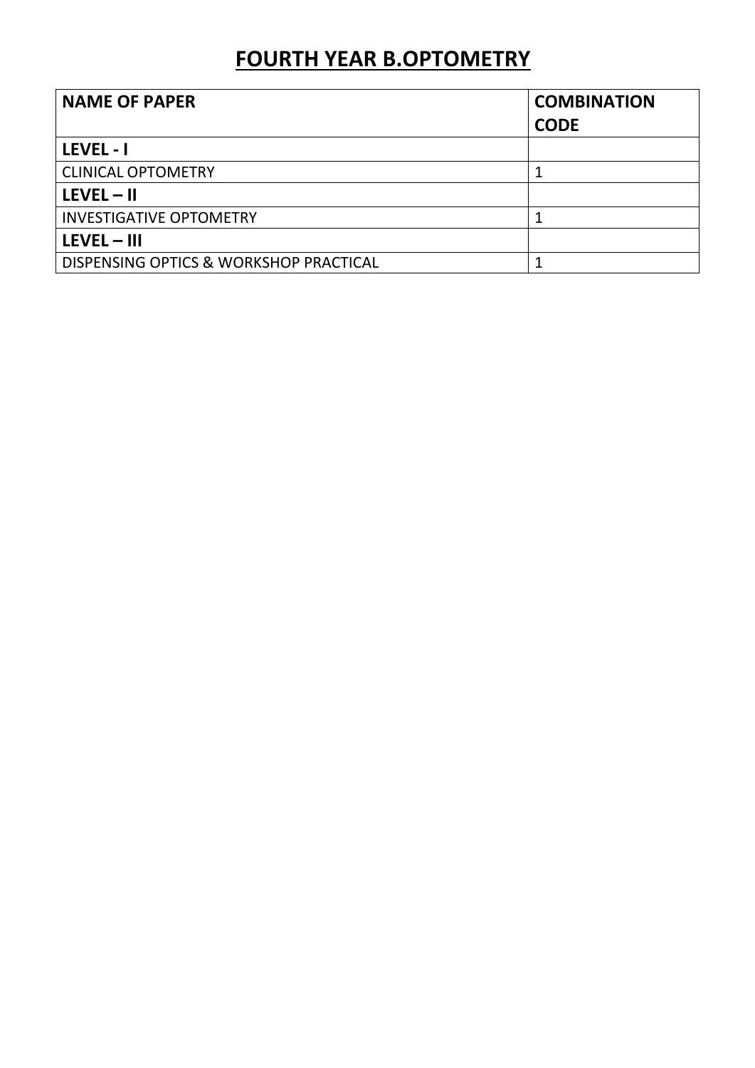# FOURTH YEAR B.OPTOMETRY

| NAME OF PAPER | COMBINATION CODE |
| --- | --- |
| **LEVEL - I** | |
| CLINICAL OPTOMETRY | 1 |
| **LEVEL – II** | |
| INVESTIGATIVE OPTOMETRY | 1 |
| **LEVEL – III** | |
| DISPENSING OPTICS & WORKSHOP PRACTICAL | 1 |